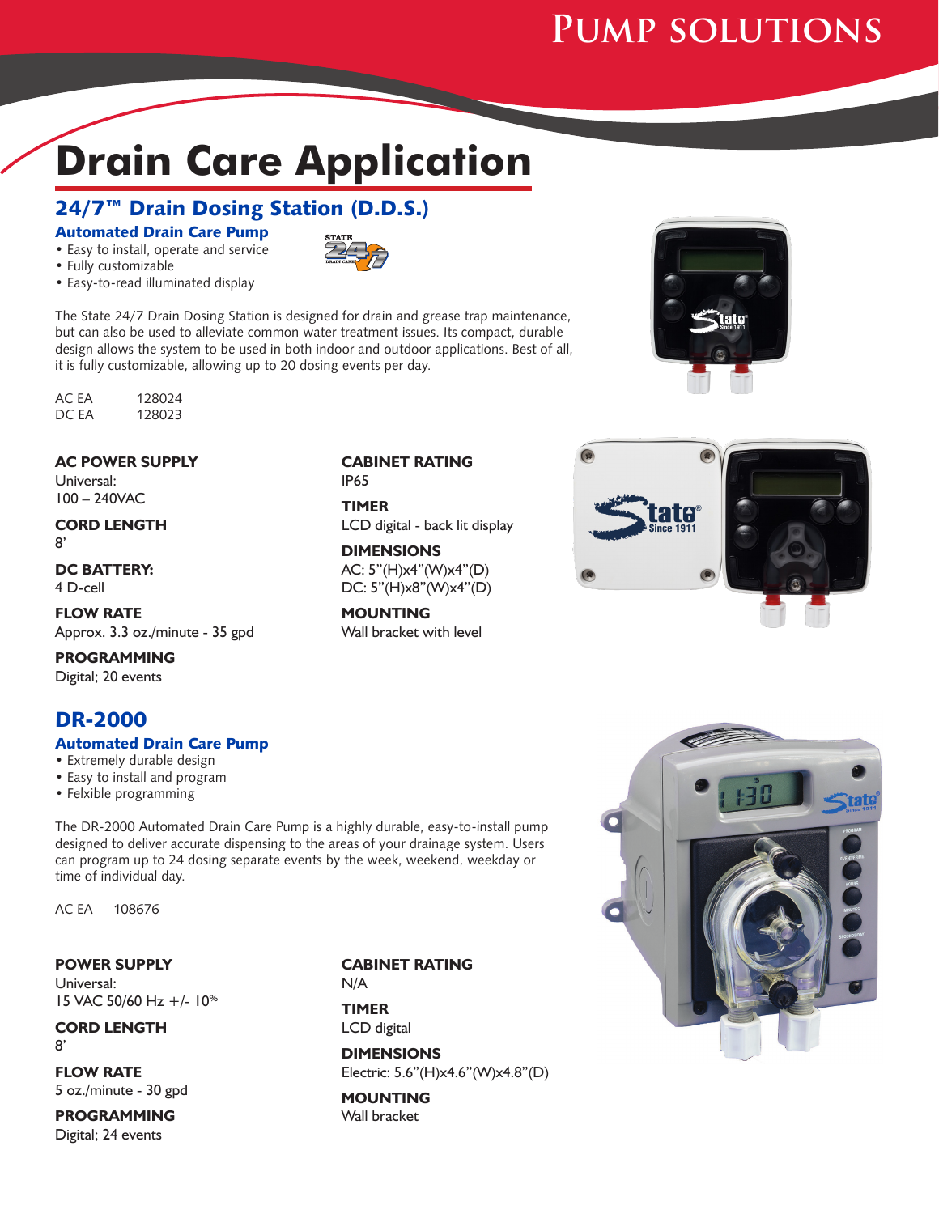# Pump solutions

# Drain Care Application

## 24/7™ Drain Dosing Station (D.D.S.)

### Automated Drain Care Pump

- Easy to install, operate and service
- Fully customizable
- Easy-to-read illuminated display

The State 24/7 Drain Dosing Station is designed for drain and grease trap maintenance, but can also be used to alleviate common water treatment issues. Its compact, durable design allows the system to be used in both indoor and outdoor applications. Best of all, it is fully customizable, allowing up to 20 dosing events per day.

| | |
|---|---|
| AC EA | 128024 |
| DC EA | 128023 |

**AC POWER SUPPLY**
Universal:
100 – 240VAC

**CORD LENGTH**
8'

**DC BATTERY:**
4 D-cell

**FLOW RATE**
Approx. 3.3 oz./minute - 35 gpd

**PROGRAMMING**
Digital; 20 events

**CABINET RATING**
IP65

**TIMER**
LCD digital - back lit display

**DIMENSIONS**
AC: 5"(H)x4"(W)x4"(D)
DC: 5"(H)x8"(W)x4"(D)

**MOUNTING**
Wall bracket with level

## DR-2000

### Automated Drain Care Pump

- Extremely durable design
- Easy to install and program
- Felxible programming

The DR-2000 Automated Drain Care Pump is a highly durable, easy-to-install pump designed to deliver accurate dispensing to the areas of your drainage system. Users can program up to 24 dosing separate events by the week, weekend, weekday or time of individual day.

| | |
|---|---|
| AC EA | 108676 |

**POWER SUPPLY**
Universal:
15 VAC 50/60 Hz +/- 10%

**CORD LENGTH**
8'

**FLOW RATE**
5 oz./minute - 30 gpd

**PROGRAMMING**
Digital; 24 events

**CABINET RATING**
N/A

**TIMER**
LCD digital

**DIMENSIONS**
Electric: 5.6"(H)x4.6"(W)x4.8"(D)

**MOUNTING**
Wall bracket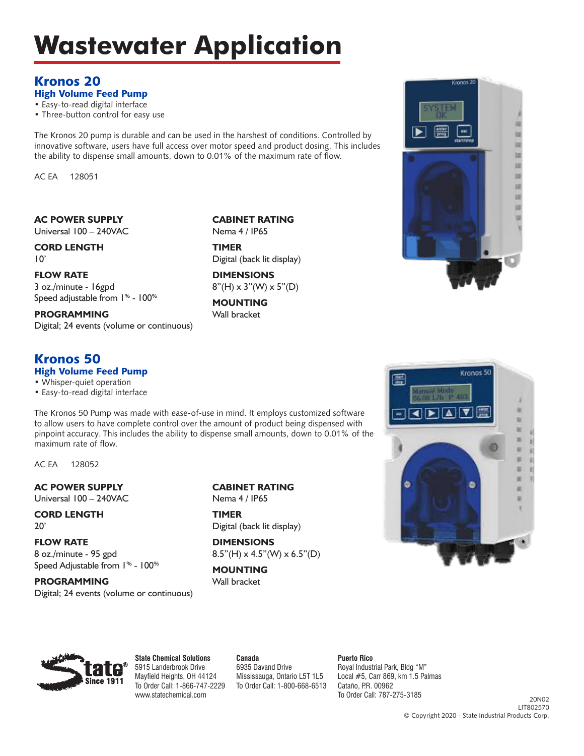# Wastewater Application

## Kronos 20

### High Volume Feed Pump

- Easy-to-read digital interface
- Three-button control for easy use

The Kronos 20 pump is durable and can be used in the harshest of conditions. Controlled by innovative software, users have full access over motor speed and product dosing. This includes the ability to dispense small amounts, down to 0.01% of the maximum rate of flow.

AC EA 128051

**AC POWER SUPPLY**
Universal 100 – 240VAC

**CORD LENGTH**
10'

**FLOW RATE**
3 oz./minute - 16gpd
Speed adjustable from 1% - 100%

**PROGRAMMING**
Digital; 24 events (volume or continuous)

**CABINET RATING**
Nema 4 / IP65

**TIMER**
Digital (back lit display)

**DIMENSIONS**
8"(H) x 3"(W) x 5"(D)

**MOUNTING**
Wall bracket

## Kronos 50

### High Volume Feed Pump

- Whisper-quiet operation
- Easy-to-read digital interface

The Kronos 50 Pump was made with ease-of-use in mind. It employs customized software to allow users to have complete control over the amount of product being dispensed with pinpoint accuracy. This includes the ability to dispense small amounts, down to 0.01% of the maximum rate of flow.

AC EA 128052

**AC POWER SUPPLY**
Universal 100 – 240VAC

**CORD LENGTH**
20'

**FLOW RATE**
8 oz./minute - 95 gpd
Speed Adjustable from 1% - 100%

**PROGRAMMING**
Digital; 24 events (volume or continuous)

**CABINET RATING**
Nema 4 / IP65

**TIMER**
Digital (back lit display)

**DIMENSIONS**
8.5"(H) x 4.5"(W) x 6.5"(D)

**MOUNTING**
Wall bracket

State® Since 1911

**State Chemical Solutions**
5915 Landerbrook Drive
Mayfield Heights, OH 44124
To Order Call: 1-866-747-2229
www.statechemical.com

**Canada**
6935 Davand Drive
Mississauga, Ontario L5T 1L5
To Order Call: 1-800-668-6513

**Puerto Rico**
Royal Industrial Park, Bldg "M"
Local #5, Carr 869, km 1.5 Palmas
Cataño, P.R. 00962
To Order Call: 787-275-3185

20N02
LIT802570
© Copyright 2020 - State Industrial Products Corp.